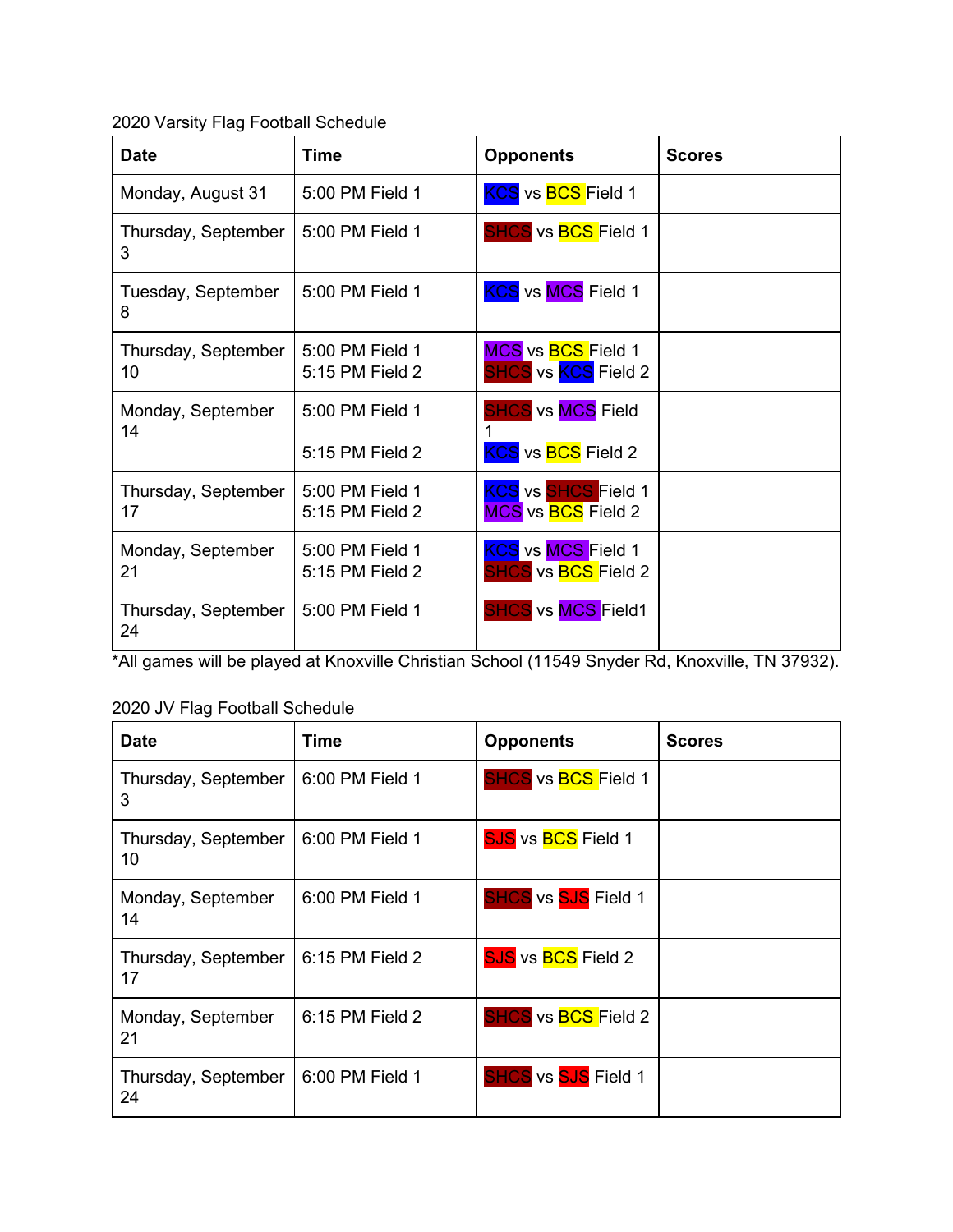2020 Varsity Flag Football Schedule

| Date | Time | Opponents | Scores |
|---|---|---|---|
| Monday, August 31 | 5:00 PM Field 1 | KCS vs BCS Field 1 | |
| Thursday, September 3 | 5:00 PM Field 1 | SHCS vs BCS Field 1 | |
| Tuesday, September 8 | 5:00 PM Field 1 | KCS vs MCS Field 1 | |
| Thursday, September 10 | 5:00 PM Field 1<br>5:15 PM Field 2 | MCS vs BCS Field 1<br>SHCS vs KCS Field 2 | |
| Monday, September 14 | 5:00 PM Field 1<br>5:15 PM Field 2 | SHCS vs MCS Field 1<br>KCS vs BCS Field 2 | |
| Thursday, September 17 | 5:00 PM Field 1<br>5:15 PM Field 2 | KCS vs SHCS Field 1<br>MCS vs BCS Field 2 | |
| Monday, September 21 | 5:00 PM Field 1<br>5:15 PM Field 2 | KCS vs MCS Field 1<br>SHCS vs BCS Field 2 | |
| Thursday, September 24 | 5:00 PM Field 1 | SHCS vs MCS Field1 | |

*All games will be played at Knoxville Christian School (11549 Snyder Rd, Knoxville, TN 37932).

2020 JV Flag Football Schedule

| Date | Time | Opponents | Scores |
|---|---|---|---|
| Thursday, September 3 | 6:00 PM Field 1 | SHCS vs BCS Field 1 | |
| Thursday, September 10 | 6:00 PM Field 1 | SJS vs BCS Field 1 | |
| Monday, September 14 | 6:00 PM Field 1 | SHCS vs SJS Field 1 | |
| Thursday, September 17 | 6:15 PM Field 2 | SJS vs BCS Field 2 | |
| Monday, September 21 | 6:15 PM Field 2 | SHCS vs BCS Field 2 | |
| Thursday, September 24 | 6:00 PM Field 1 | SHCS vs SJS Field 1 | |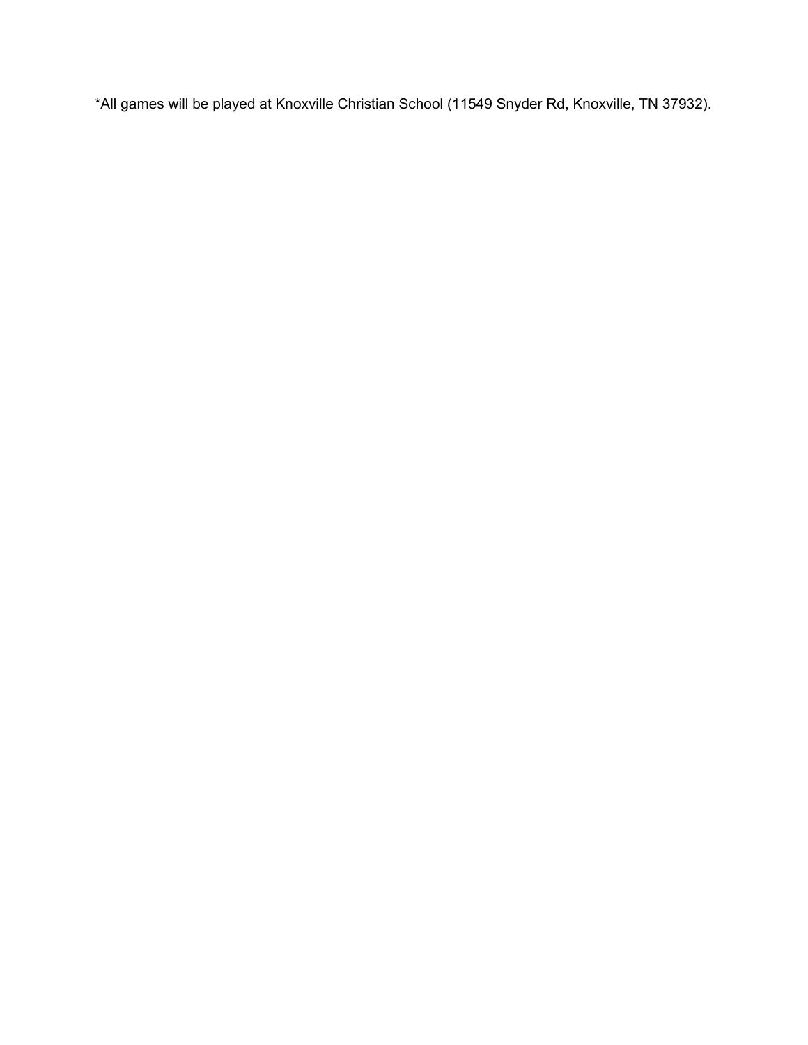*All games will be played at Knoxville Christian School (11549 Snyder Rd, Knoxville, TN 37932).